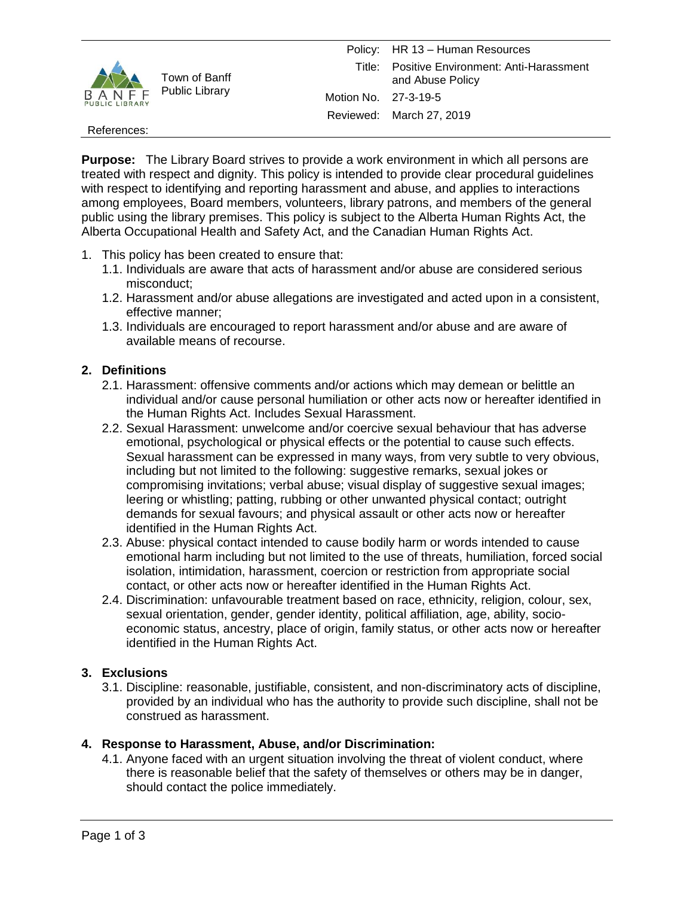| | | | |
|---|---|---|---|
| Town of Banff Public Library | | Policy: | HR 13 – Human Resources |
| | | Title: | Positive Environment: Anti-Harassment and Abuse Policy |
| | | Motion No. | 27-3-19-5 |
| | | Reviewed: | March 27, 2019 |
| References: | | | |

**Purpose:** The Library Board strives to provide a work environment in which all persons are treated with respect and dignity. This policy is intended to provide clear procedural guidelines with respect to identifying and reporting harassment and abuse, and applies to interactions among employees, Board members, volunteers, library patrons, and members of the general public using the library premises. This policy is subject to the Alberta Human Rights Act, the Alberta Occupational Health and Safety Act, and the Canadian Human Rights Act.

1. This policy has been created to ensure that:
   1.1. Individuals are aware that acts of harassment and/or abuse are considered serious misconduct;
   1.2. Harassment and/or abuse allegations are investigated and acted upon in a consistent, effective manner;
   1.3. Individuals are encouraged to report harassment and/or abuse and are aware of available means of recourse.

## 2. Definitions

2.1. Harassment: offensive comments and/or actions which may demean or belittle an individual and/or cause personal humiliation or other acts now or hereafter identified in the Human Rights Act. Includes Sexual Harassment.

2.2. Sexual Harassment: unwelcome and/or coercive sexual behaviour that has adverse emotional, psychological or physical effects or the potential to cause such effects. Sexual harassment can be expressed in many ways, from very subtle to very obvious, including but not limited to the following: suggestive remarks, sexual jokes or compromising invitations; verbal abuse; visual display of suggestive sexual images; leering or whistling; patting, rubbing or other unwanted physical contact; outright demands for sexual favours; and physical assault or other acts now or hereafter identified in the Human Rights Act.

2.3. Abuse: physical contact intended to cause bodily harm or words intended to cause emotional harm including but not limited to the use of threats, humiliation, forced social isolation, intimidation, harassment, coercion or restriction from appropriate social contact, or other acts now or hereafter identified in the Human Rights Act.

2.4. Discrimination: unfavourable treatment based on race, ethnicity, religion, colour, sex, sexual orientation, gender, gender identity, political affiliation, age, ability, socio-economic status, ancestry, place of origin, family status, or other acts now or hereafter identified in the Human Rights Act.

## 3. Exclusions

3.1. Discipline: reasonable, justifiable, consistent, and non-discriminatory acts of discipline, provided by an individual who has the authority to provide such discipline, shall not be construed as harassment.

## 4. Response to Harassment, Abuse, and/or Discrimination:

4.1. Anyone faced with an urgent situation involving the threat of violent conduct, where there is reasonable belief that the safety of themselves or others may be in danger, should contact the police immediately.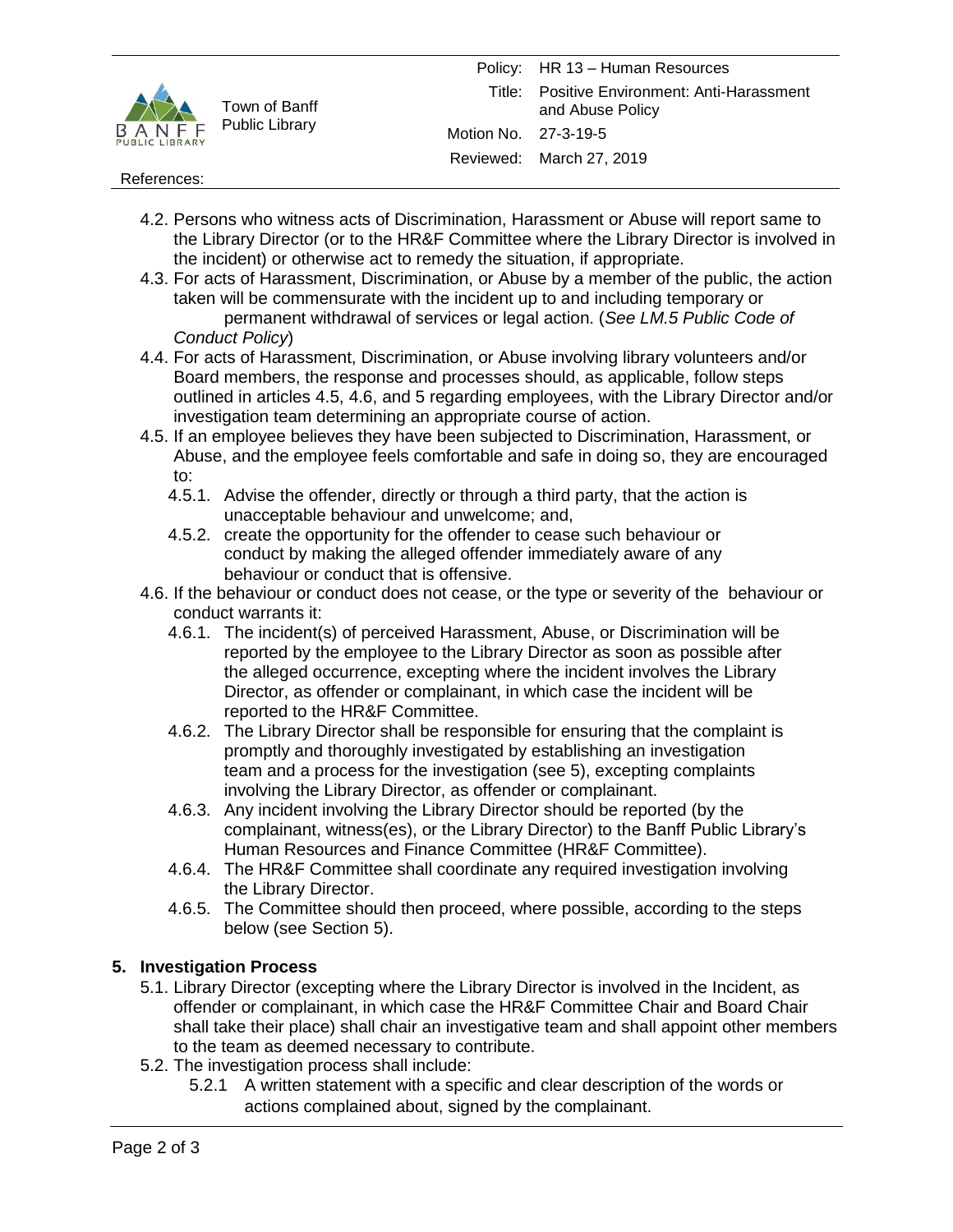4.2. Persons who witness acts of Discrimination, Harassment or Abuse will report same to the Library Director (or to the HR&F Committee where the Library Director is involved in the incident) or otherwise act to remedy the situation, if appropriate.

4.3. For acts of Harassment, Discrimination, or Abuse by a member of the public, the action taken will be commensurate with the incident up to and including temporary or permanent withdrawal of services or legal action. (*See LM.5 Public Code of Conduct Policy*)

4.4. For acts of Harassment, Discrimination, or Abuse involving library volunteers and/or Board members, the response and processes should, as applicable, follow steps outlined in articles 4.5, 4.6, and 5 regarding employees, with the Library Director and/or investigation team determining an appropriate course of action.

4.5. If an employee believes they have been subjected to Discrimination, Harassment, or Abuse, and the employee feels comfortable and safe in doing so, they are encouraged to:

- 4.5.1. Advise the offender, directly or through a third party, that the action is unacceptable behaviour and unwelcome; and,
- 4.5.2. create the opportunity for the offender to cease such behaviour or conduct by making the alleged offender immediately aware of any behaviour or conduct that is offensive.

4.6. If the behaviour or conduct does not cease, or the type or severity of the behaviour or conduct warrants it:

- 4.6.1. The incident(s) of perceived Harassment, Abuse, or Discrimination will be reported by the employee to the Library Director as soon as possible after the alleged occurrence, excepting where the incident involves the Library Director, as offender or complainant, in which case the incident will be reported to the HR&F Committee.
- 4.6.2. The Library Director shall be responsible for ensuring that the complaint is promptly and thoroughly investigated by establishing an investigation team and a process for the investigation (see 5), excepting complaints involving the Library Director, as offender or complainant.
- 4.6.3. Any incident involving the Library Director should be reported (by the complainant, witness(es), or the Library Director) to the Banff Public Library's Human Resources and Finance Committee (HR&F Committee).
- 4.6.4. The HR&F Committee shall coordinate any required investigation involving the Library Director.
- 4.6.5. The Committee should then proceed, where possible, according to the steps below (see Section 5).

## 5. Investigation Process

5.1. Library Director (excepting where the Library Director is involved in the Incident, as offender or complainant, in which case the HR&F Committee Chair and Board Chair shall take their place) shall chair an investigative team and shall appoint other members to the team as deemed necessary to contribute.

5.2. The investigation process shall include:

- 5.2.1 A written statement with a specific and clear description of the words or actions complained about, signed by the complainant.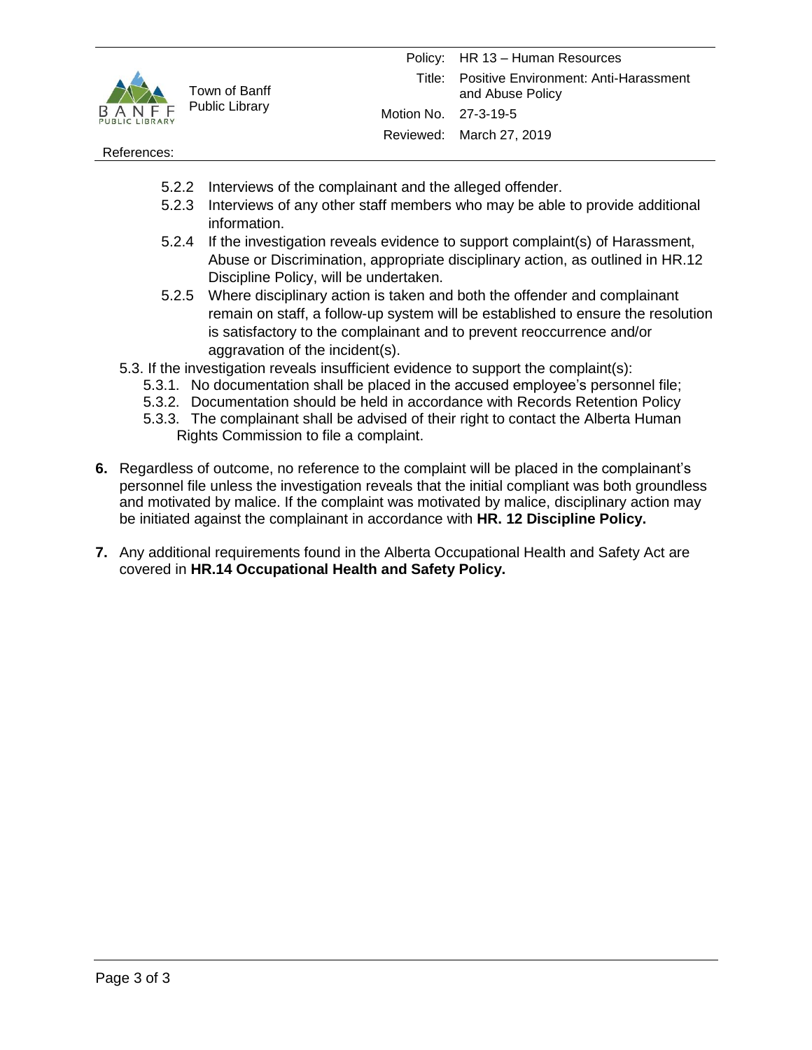5.2.2 Interviews of the complainant and the alleged offender.

5.2.3 Interviews of any other staff members who may be able to provide additional information.

5.2.4 If the investigation reveals evidence to support complaint(s) of Harassment, Abuse or Discrimination, appropriate disciplinary action, as outlined in HR.12 Discipline Policy, will be undertaken.

5.2.5 Where disciplinary action is taken and both the offender and complainant remain on staff, a follow-up system will be established to ensure the resolution is satisfactory to the complainant and to prevent reoccurrence and/or aggravation of the incident(s).

5.3. If the investigation reveals insufficient evidence to support the complaint(s):

5.3.1. No documentation shall be placed in the accused employee's personnel file;

5.3.2. Documentation should be held in accordance with Records Retention Policy

5.3.3. The complainant shall be advised of their right to contact the Alberta Human Rights Commission to file a complaint.

**6.** Regardless of outcome, no reference to the complaint will be placed in the complainant's personnel file unless the investigation reveals that the initial compliant was both groundless and motivated by malice. If the complaint was motivated by malice, disciplinary action may be initiated against the complainant in accordance with **HR. 12 Discipline Policy.**

**7.** Any additional requirements found in the Alberta Occupational Health and Safety Act are covered in **HR.14 Occupational Health and Safety Policy.**